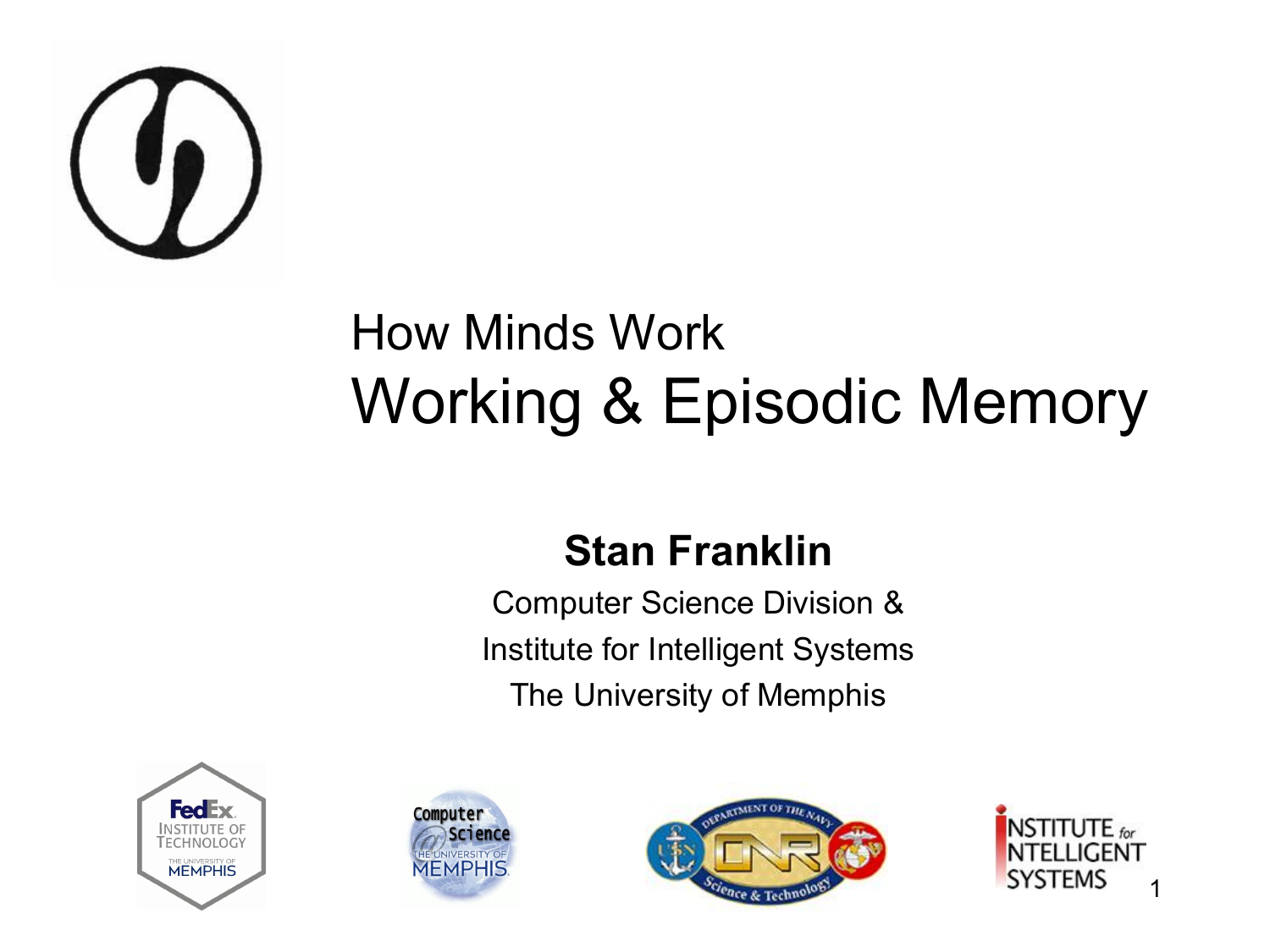# How Minds Work

# Working & Episodic Memory

**Stan Franklin**

Computer Science Division &

Institute for Intelligent Systems

The University of Memphis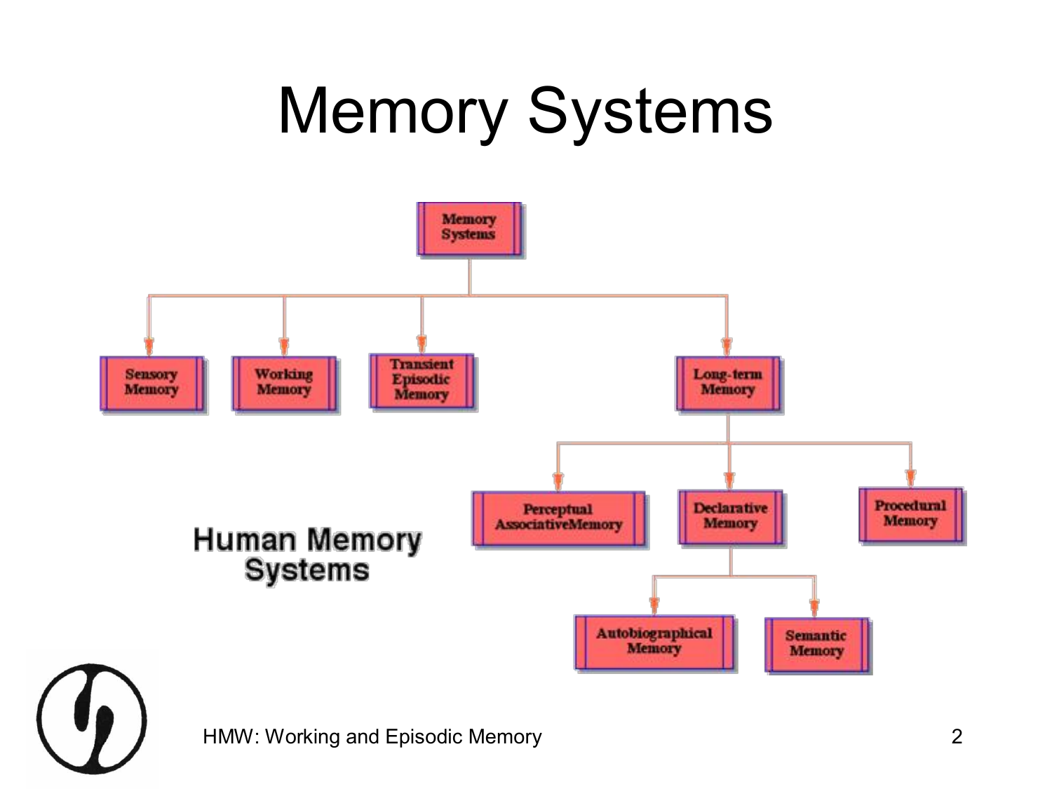# Memory Systems

- Memory Systems
  - Sensory Memory
  - Working Memory
  - Transient Episodic Memory
  - Long-term Memory
    - Perceptual AssociativeMemory
    - Declarative Memory
      - Autobiographical Memory
      - Semantic Memory
    - Procedural Memory

**Human Memory Systems**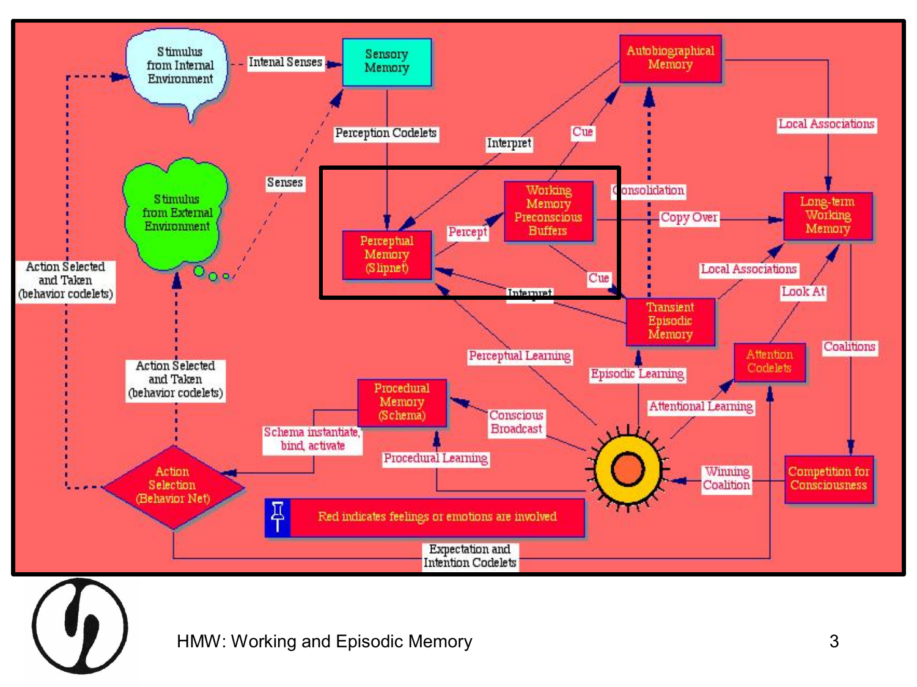Stimulus from Internal Environment

Intenal Senses

Sensory Memory

Autobiographical Memory

Perception Codelets

Interpret

Cue

Local Associations

Senses

Stimulus from External Environment

Working Memory Preconscious Buffers

Consolidation

Copy Over

Long-term Working Memory

Percept

Perceptual Memory (Slipnet)

Cue

Interpret

Local Associations

Action Selected and Taken (behavior codelets)

Transient Episodic Memory

Look At

Coalitions

Perceptual Learning

Attention Codelets

Episodic Learning

Action Selected and Taken (behavior codelets)

Procedural Memory (Schema)

Attentional Learning

Conscious Broadcast

Schema instantiate, bind, activate

Procedural Learning

Action Selection (Behavior Net)

Winning Coalition

Competition for Consciousness

Red indicates feelings or emotions are involved

Expectation and Intention Codelets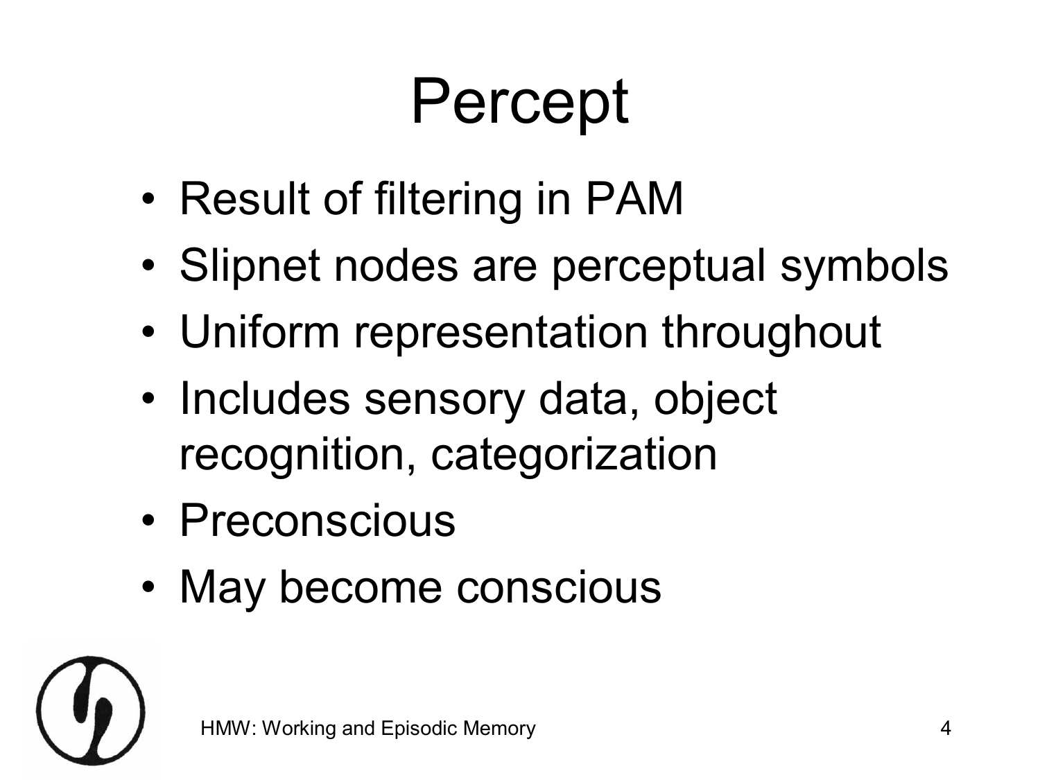# Percept

- Result of filtering in PAM
- Slipnet nodes are perceptual symbols
- Uniform representation throughout
- Includes sensory data, object recognition, categorization
- Preconscious
- May become conscious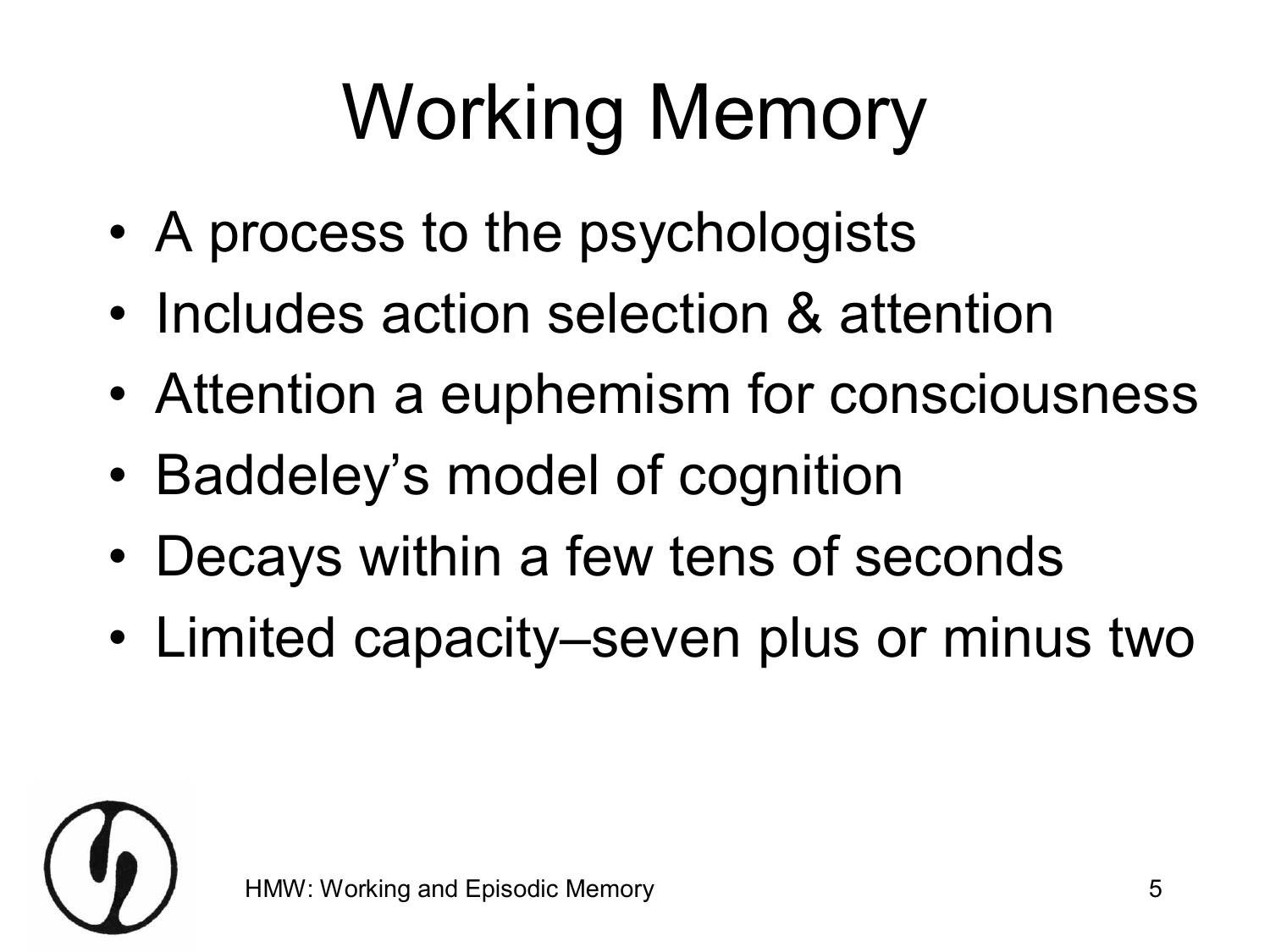# Working Memory

- A process to the psychologists
- Includes action selection & attention
- Attention a euphemism for consciousness
- Baddeley's model of cognition
- Decays within a few tens of seconds
- Limited capacity–seven plus or minus two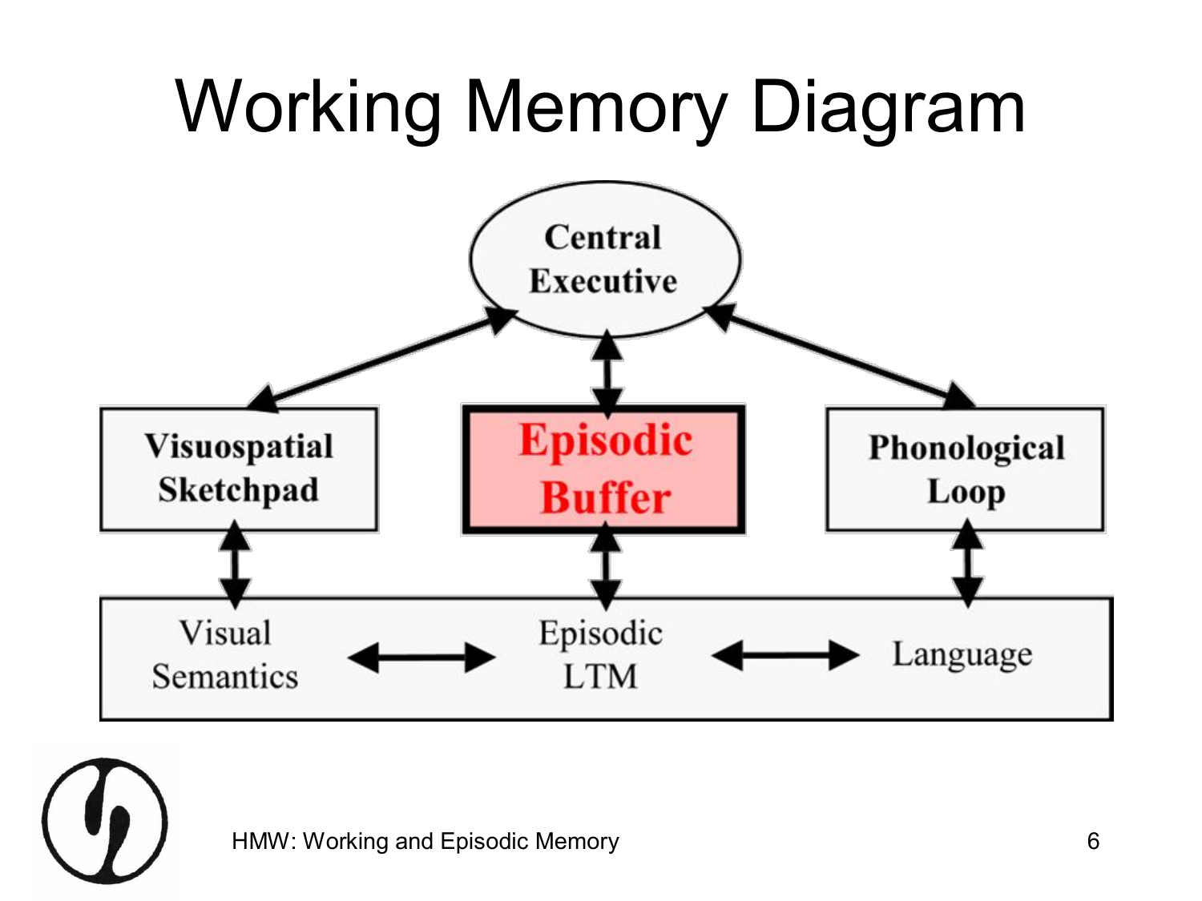# Working Memory Diagram

Central Executive

Visuospatial Sketchpad

Episodic Buffer

Phonological Loop

Visual Semantics

Episodic LTM

Language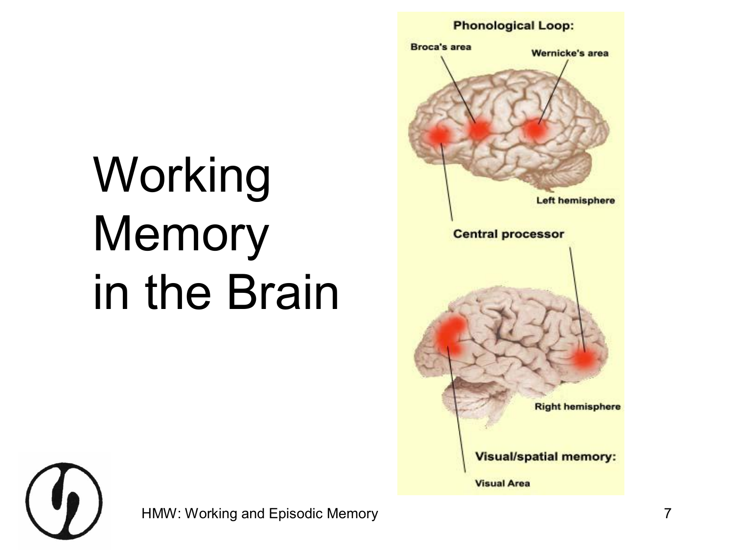# Working Memory in the Brain

**Phonological Loop:**

Broca's area

Wernicke's area

Left hemisphere

**Central processor**

Right hemisphere

**Visual/spatial memory:**

Visual Area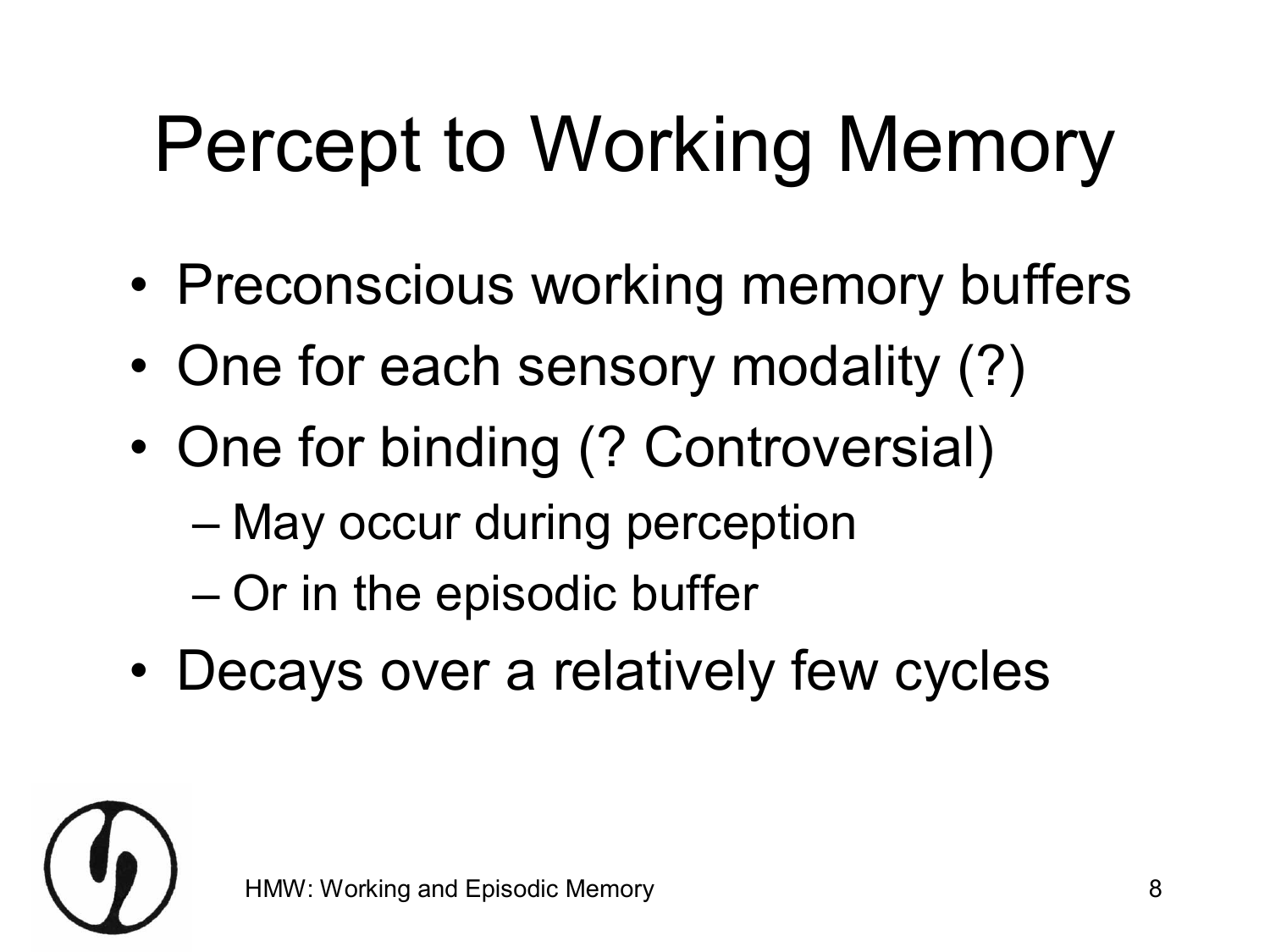# Percept to Working Memory

- Preconscious working memory buffers
- One for each sensory modality (?)
- One for binding (? Controversial)
  - May occur during perception
  - Or in the episodic buffer
- Decays over a relatively few cycles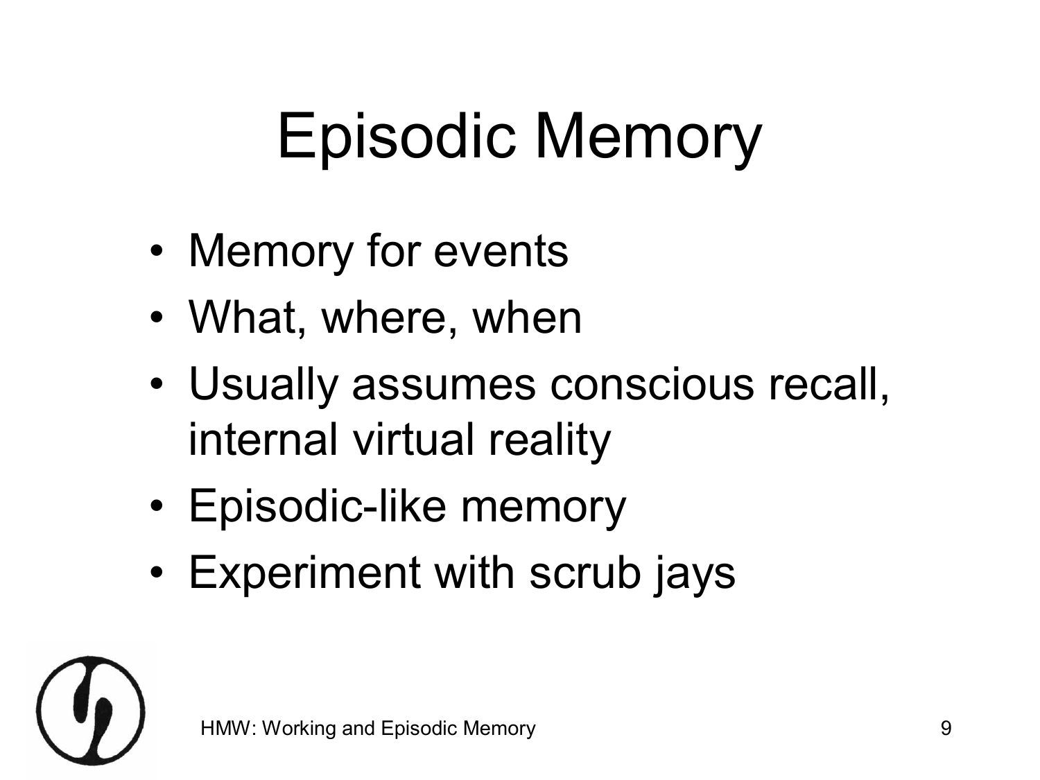# Episodic Memory

- Memory for events
- What, where, when
- Usually assumes conscious recall, internal virtual reality
- Episodic-like memory
- Experiment with scrub jays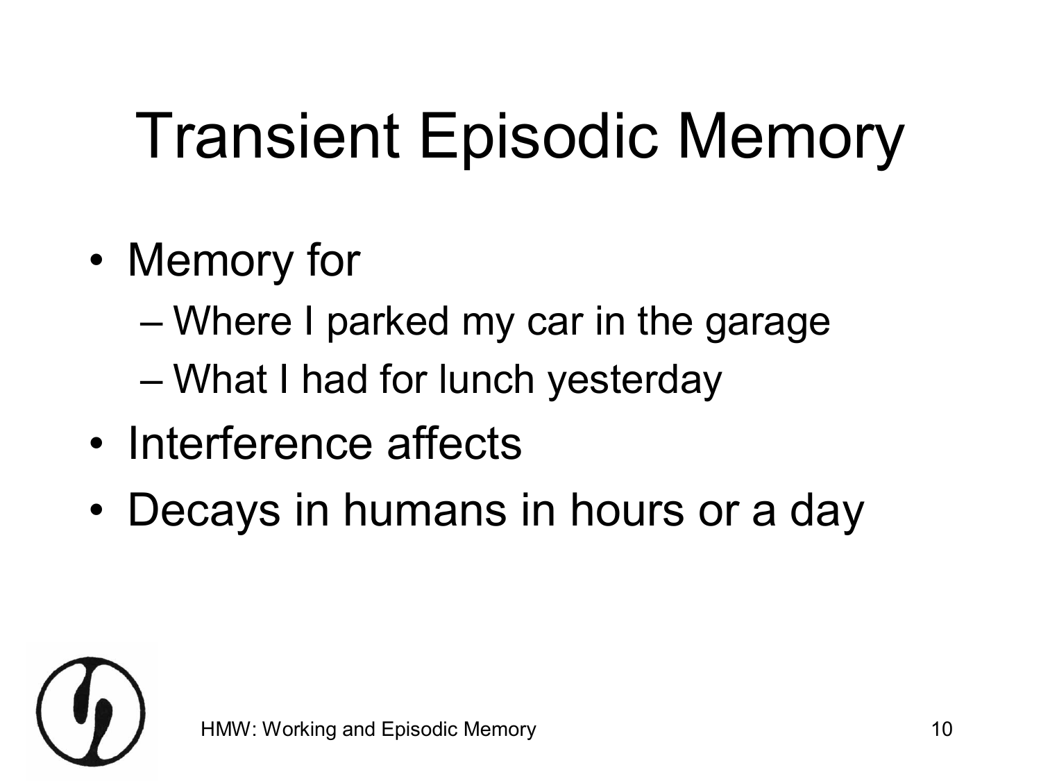# Transient Episodic Memory

- Memory for
  - Where I parked my car in the garage
  - What I had for lunch yesterday
- Interference affects
- Decays in humans in hours or a day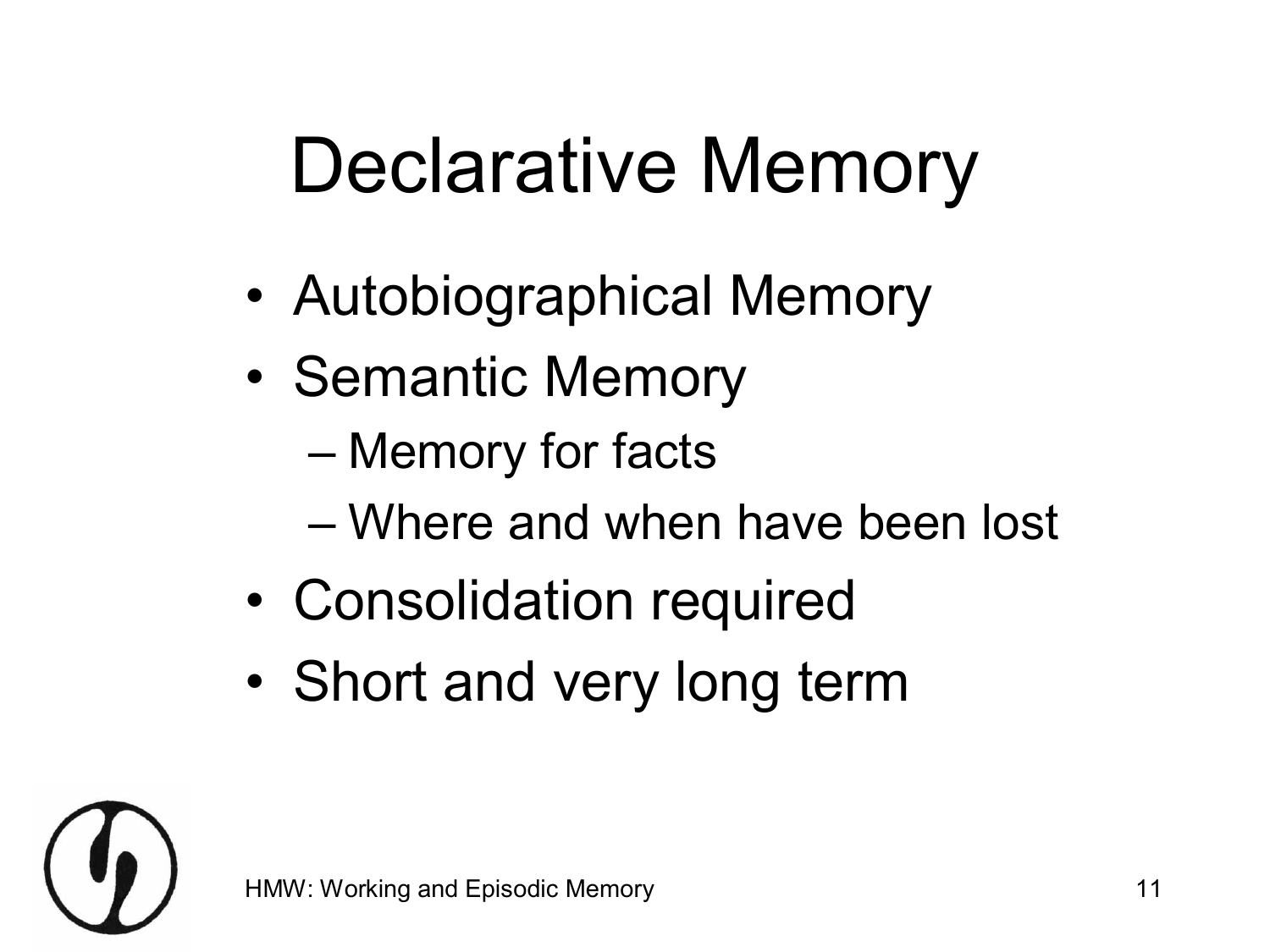# Declarative Memory

- Autobiographical Memory
- Semantic Memory
  - Memory for facts
  - Where and when have been lost
- Consolidation required
- Short and very long term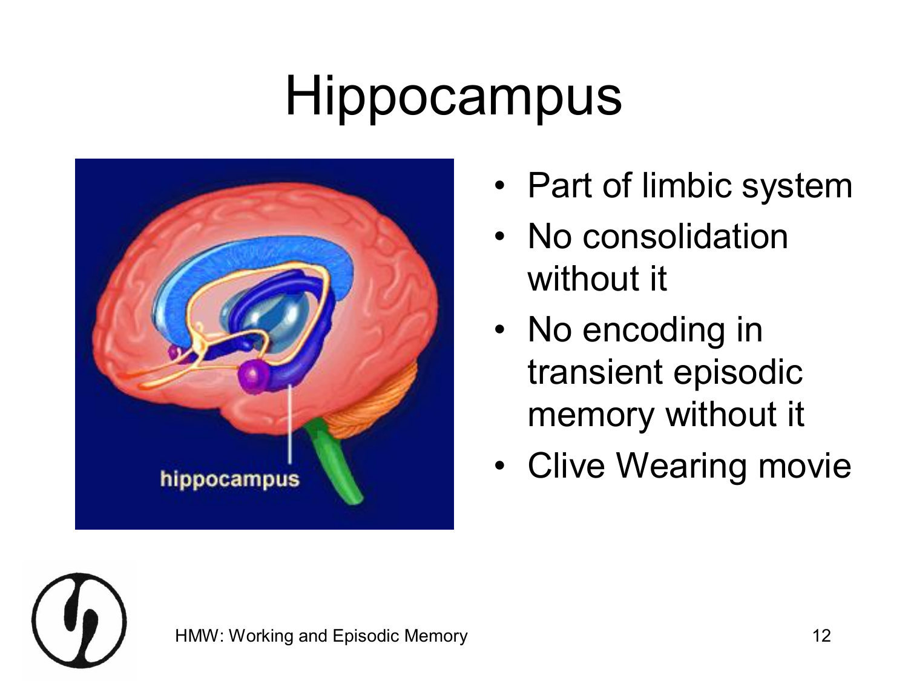# Hippocampus

- Part of limbic system
- No consolidation without it
- No encoding in transient episodic memory without it
- Clive Wearing movie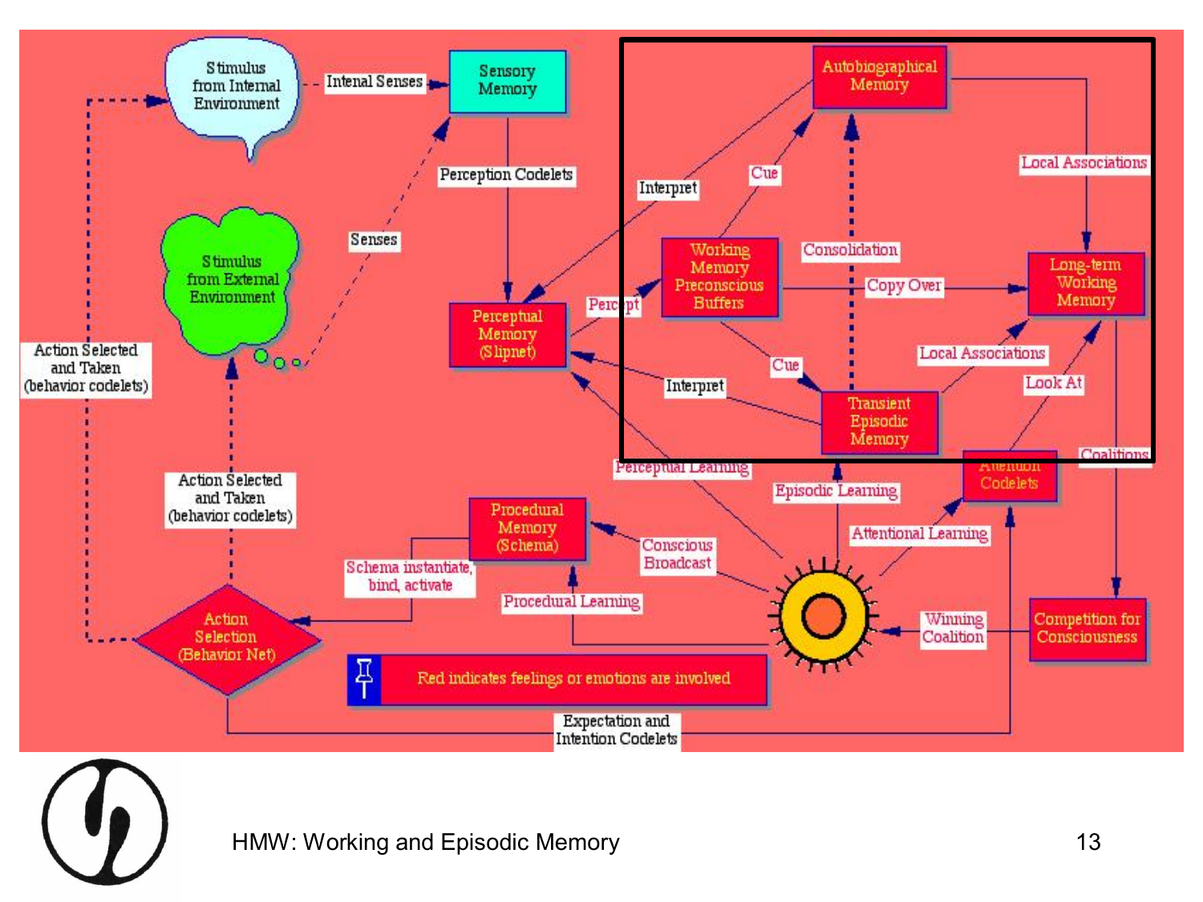Stimulus from Internal Environment

Intenal Senses

Sensory Memory

Perception Codelets

Senses

Stimulus from External Environment

Action Selected and Taken (behavior codelets)

Perceptual Memory (Slipnet)

Percept

Interpret

Autobiographical Memory

Cue

Local Associations

Working Memory Preconscious Buffers

Consolidation

Copy Over

Long-term Working Memory

Cue

Local Associations

Interpret

Transient Episodic Memory

Look At

Perceptual Learning

Episodic Learning

Attention Codelets

Coalitions

Action Selected and Taken (behavior codelets)

Procedural Memory (Schema)

Conscious Broadcast

Attentional Learning

Schema instantiate, bind, activate

Procedural Learning

Winning Coalition

Competition for Consciousness

Action Selection (Behavior Net)

Red indicates feelings or emotions are involved

Expectation and Intention Codelets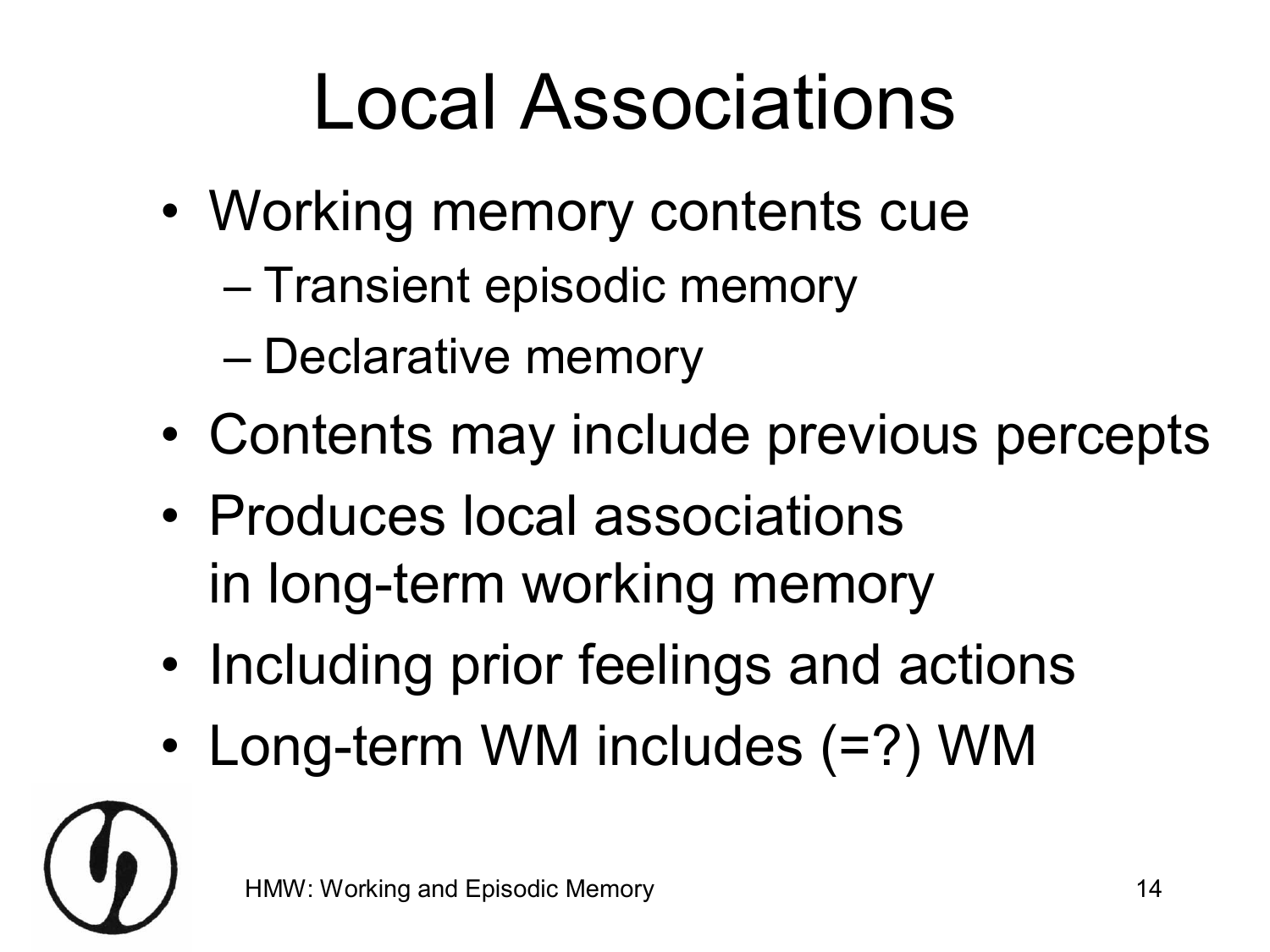# Local Associations

- Working memory contents cue
  - Transient episodic memory
  - Declarative memory
- Contents may include previous percepts
- Produces local associations in long-term working memory
- Including prior feelings and actions
- Long-term WM includes (=?) WM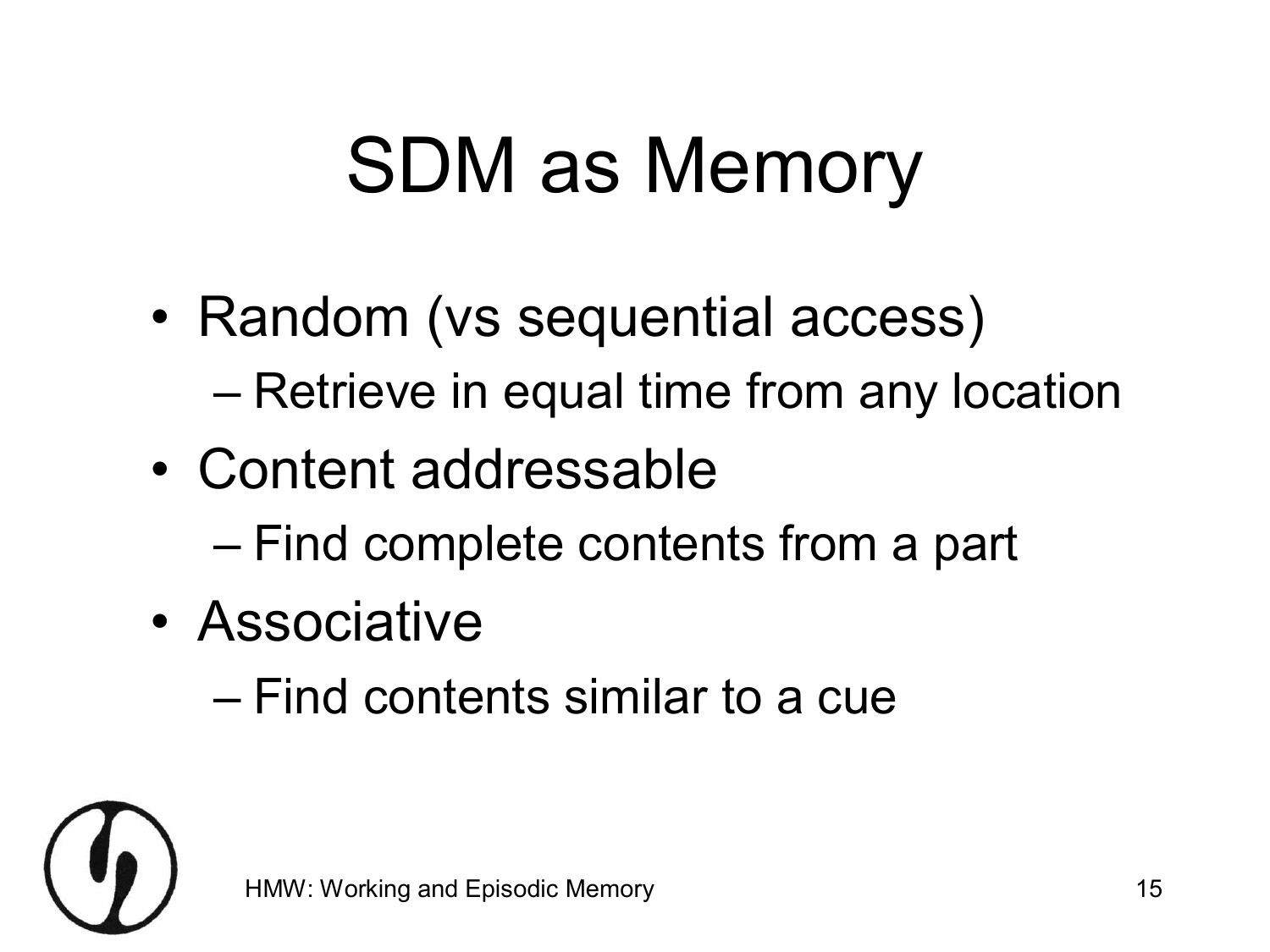# SDM as Memory

- Random (vs sequential access)
  - Retrieve in equal time from any location
- Content addressable
  - Find complete contents from a part
- Associative
  - Find contents similar to a cue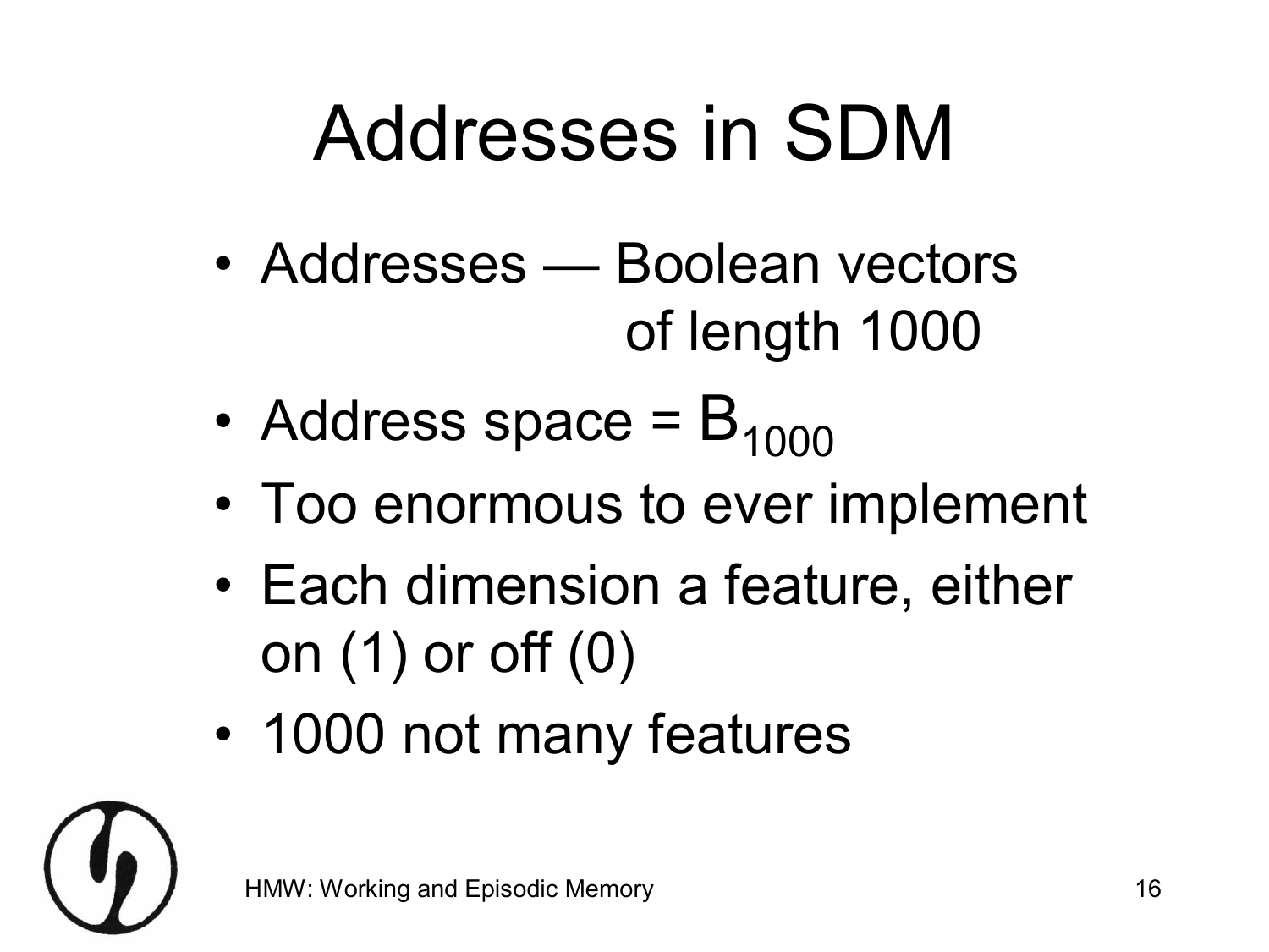# Addresses in SDM

- Addresses — Boolean vectors of length 1000
- Address space = $B_{1000}$
- Too enormous to ever implement
- Each dimension a feature, either on (1) or off (0)
- 1000 not many features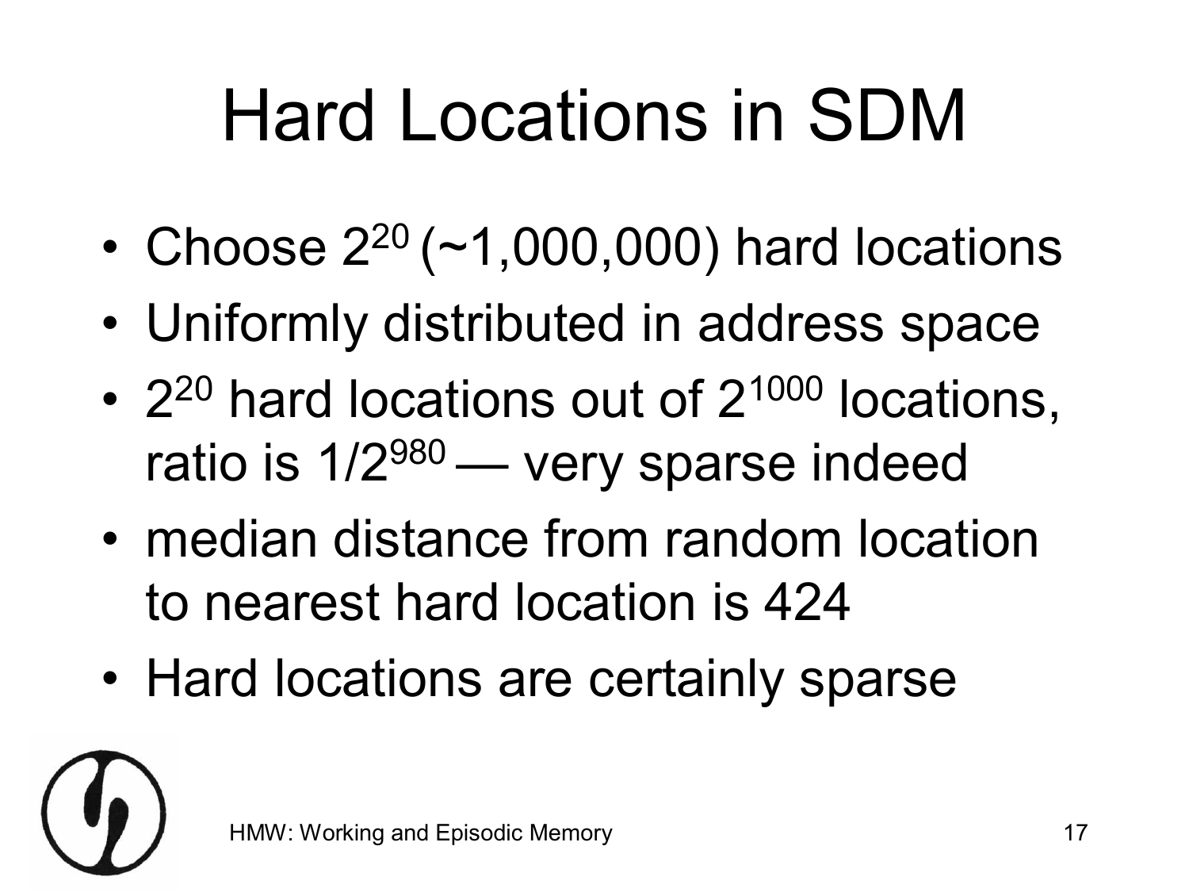# Hard Locations in SDM

- Choose $2^{20}$ (~1,000,000) hard locations
- Uniformly distributed in address space
- $2^{20}$ hard locations out of $2^{1000}$ locations, ratio is $1/2^{980}$ — very sparse indeed
- median distance from random location to nearest hard location is 424
- Hard locations are certainly sparse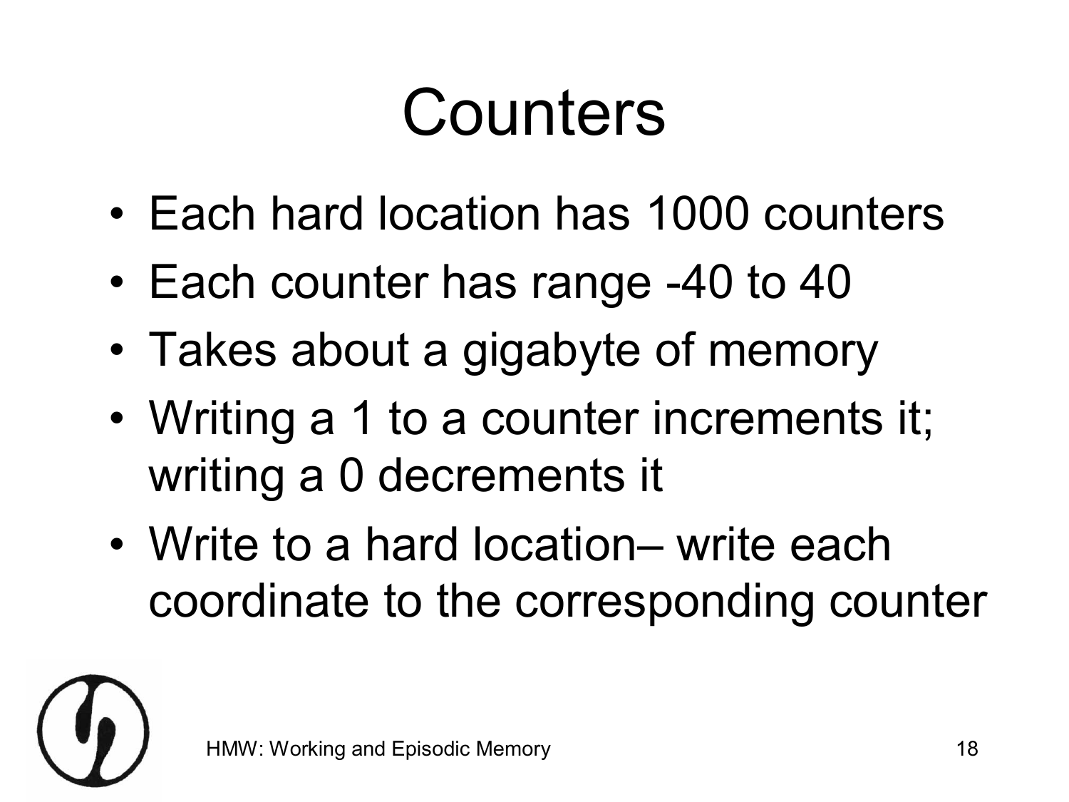# Counters

- Each hard location has 1000 counters
- Each counter has range -40 to 40
- Takes about a gigabyte of memory
- Writing a 1 to a counter increments it; writing a 0 decrements it
- Write to a hard location– write each coordinate to the corresponding counter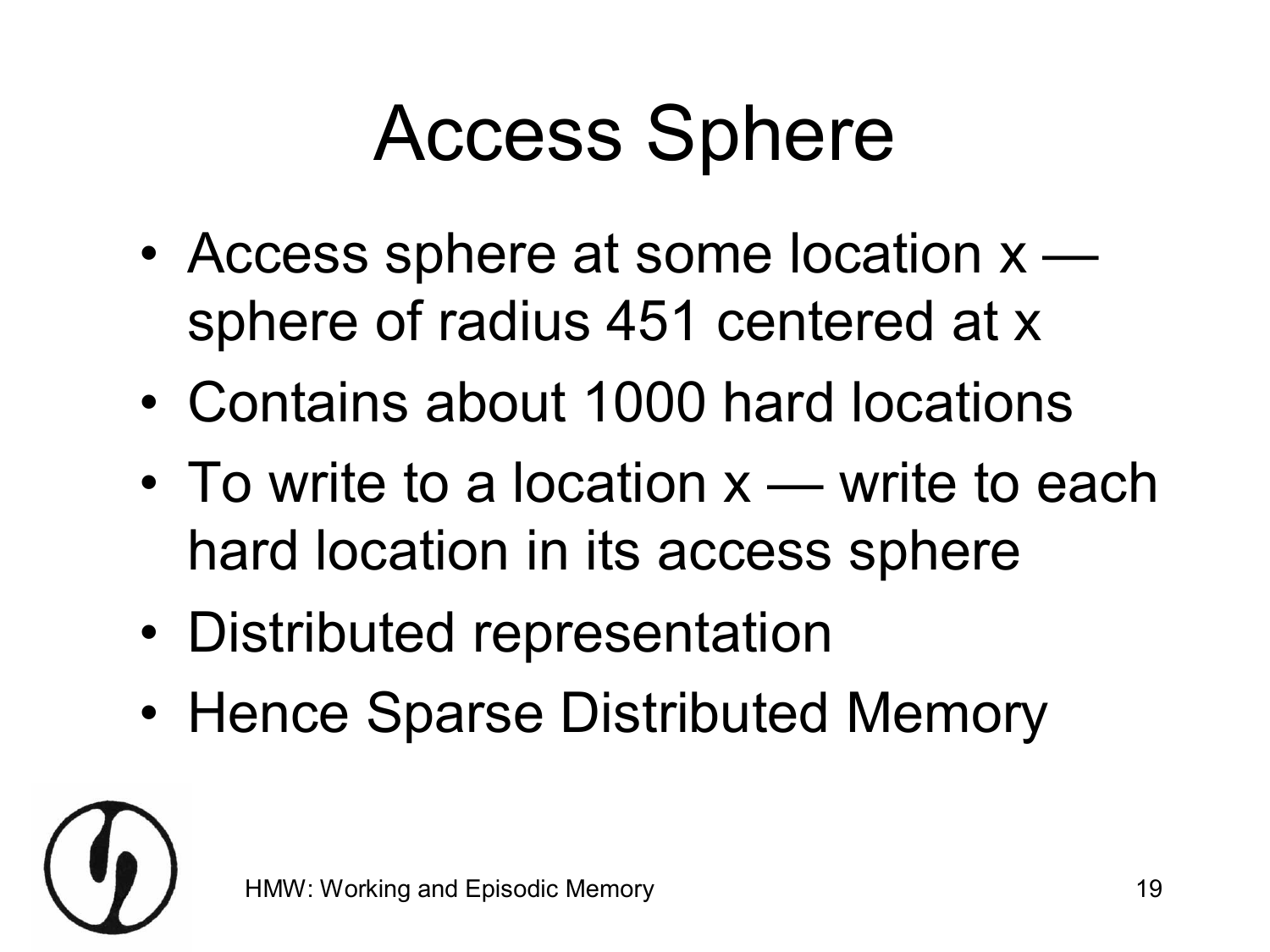# Access Sphere

- Access sphere at some location x — sphere of radius 451 centered at x
- Contains about 1000 hard locations
- To write to a location x — write to each hard location in its access sphere
- Distributed representation
- Hence Sparse Distributed Memory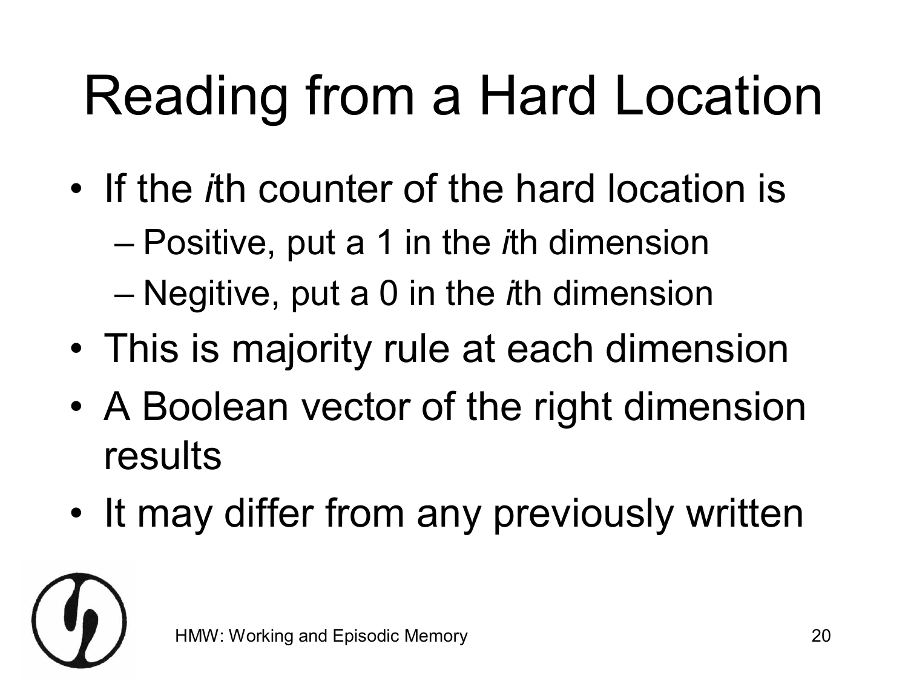# Reading from a Hard Location

- If the *i*th counter of the hard location is
  - Positive, put a 1 in the *i*th dimension
  - Negitive, put a 0 in the *i*th dimension
- This is majority rule at each dimension
- A Boolean vector of the right dimension results
- It may differ from any previously written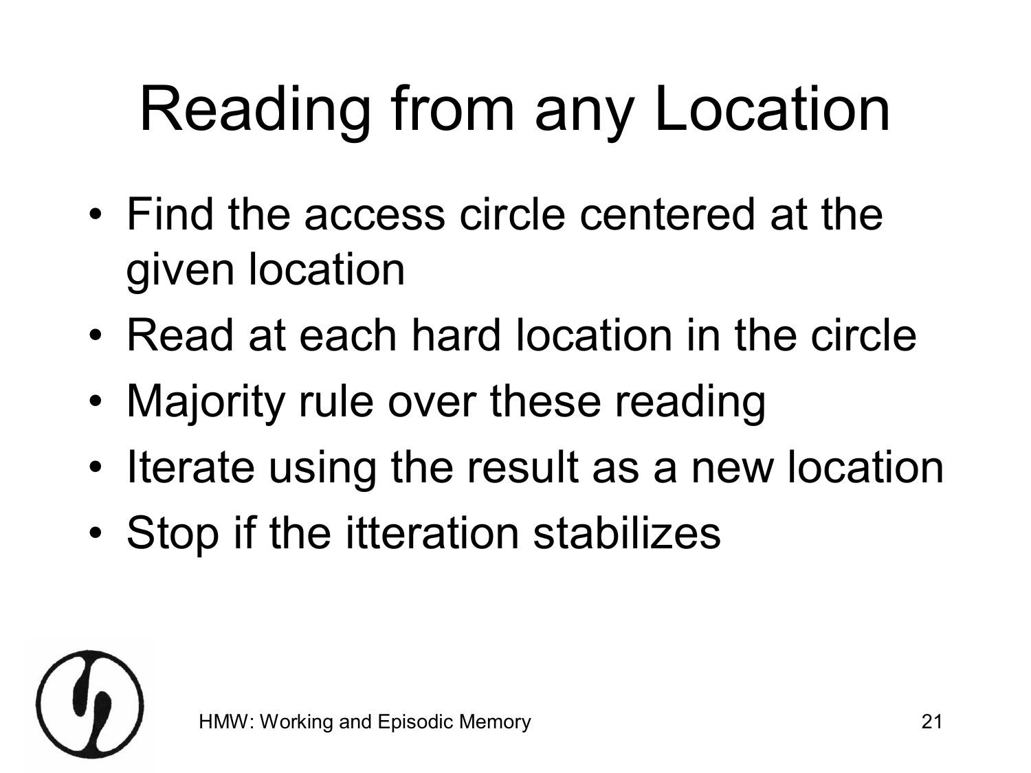# Reading from any Location

- Find the access circle centered at the given location
- Read at each hard location in the circle
- Majority rule over these reading
- Iterate using the result as a new location
- Stop if the itteration stabilizes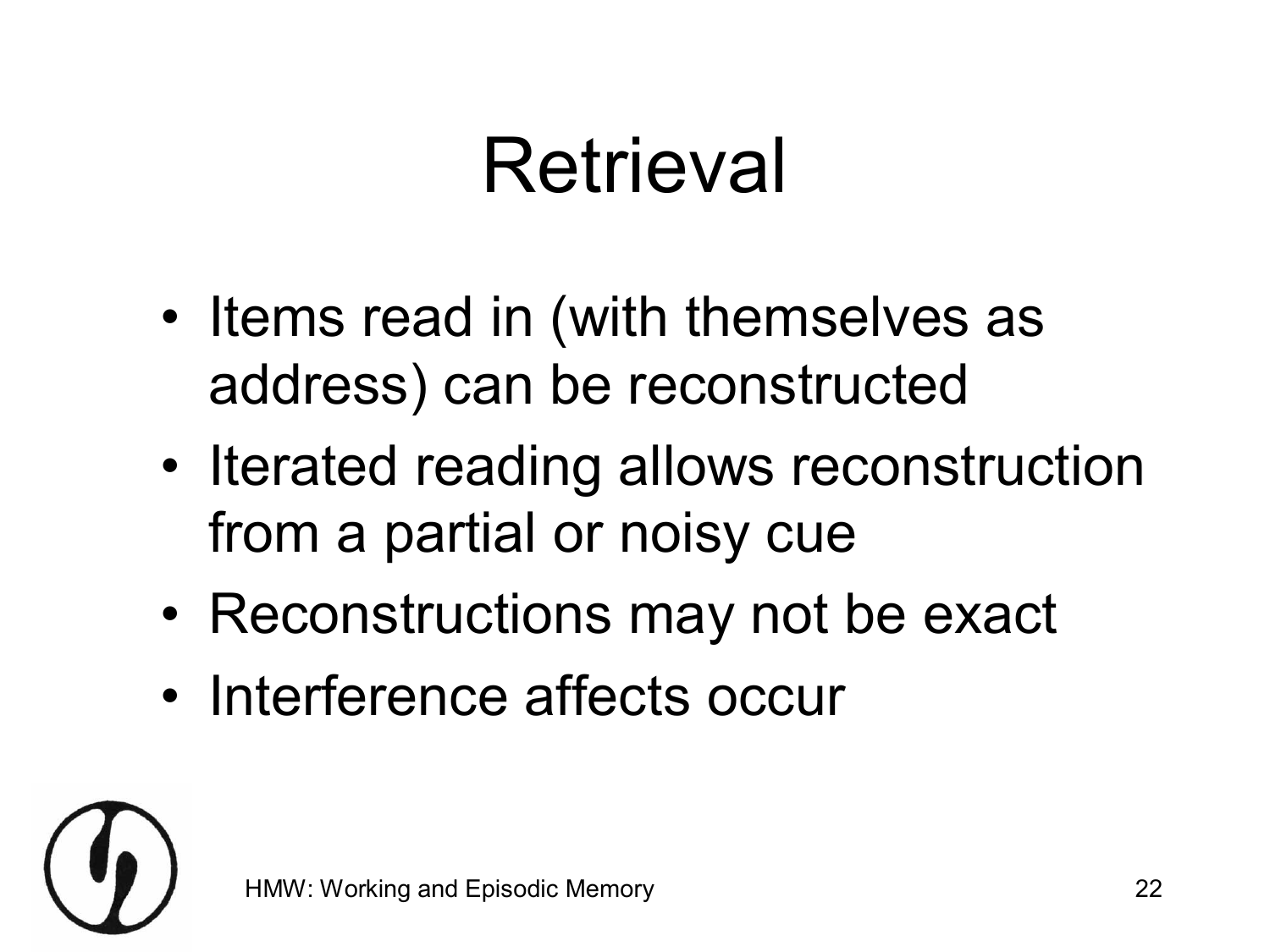# Retrieval

- Items read in (with themselves as address) can be reconstructed
- Iterated reading allows reconstruction from a partial or noisy cue
- Reconstructions may not be exact
- Interference affects occur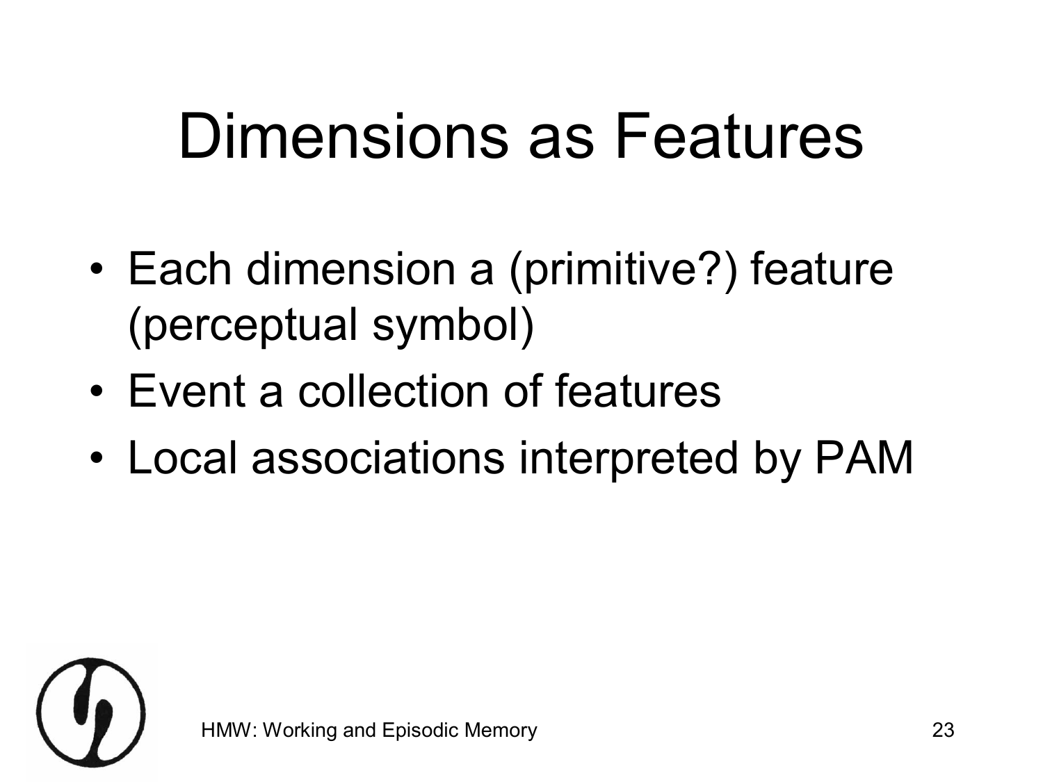# Dimensions as Features

- Each dimension a (primitive?) feature (perceptual symbol)
- Event a collection of features
- Local associations interpreted by PAM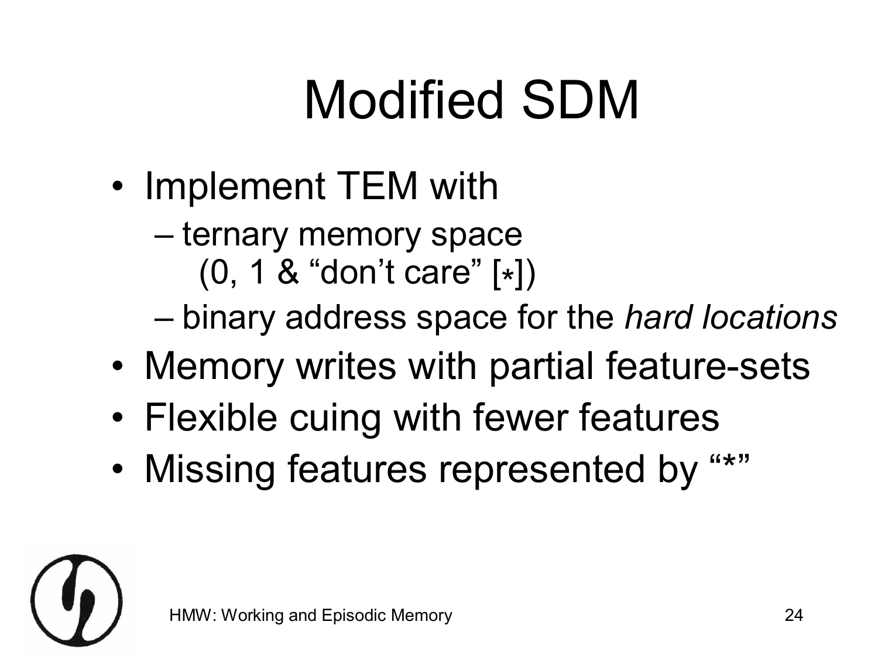# Modified SDM

- Implement TEM with
  - ternary memory space (0, 1 & "don't care" [*])
  - binary address space for the *hard locations*
- Memory writes with partial feature-sets
- Flexible cuing with fewer features
- Missing features represented by "*"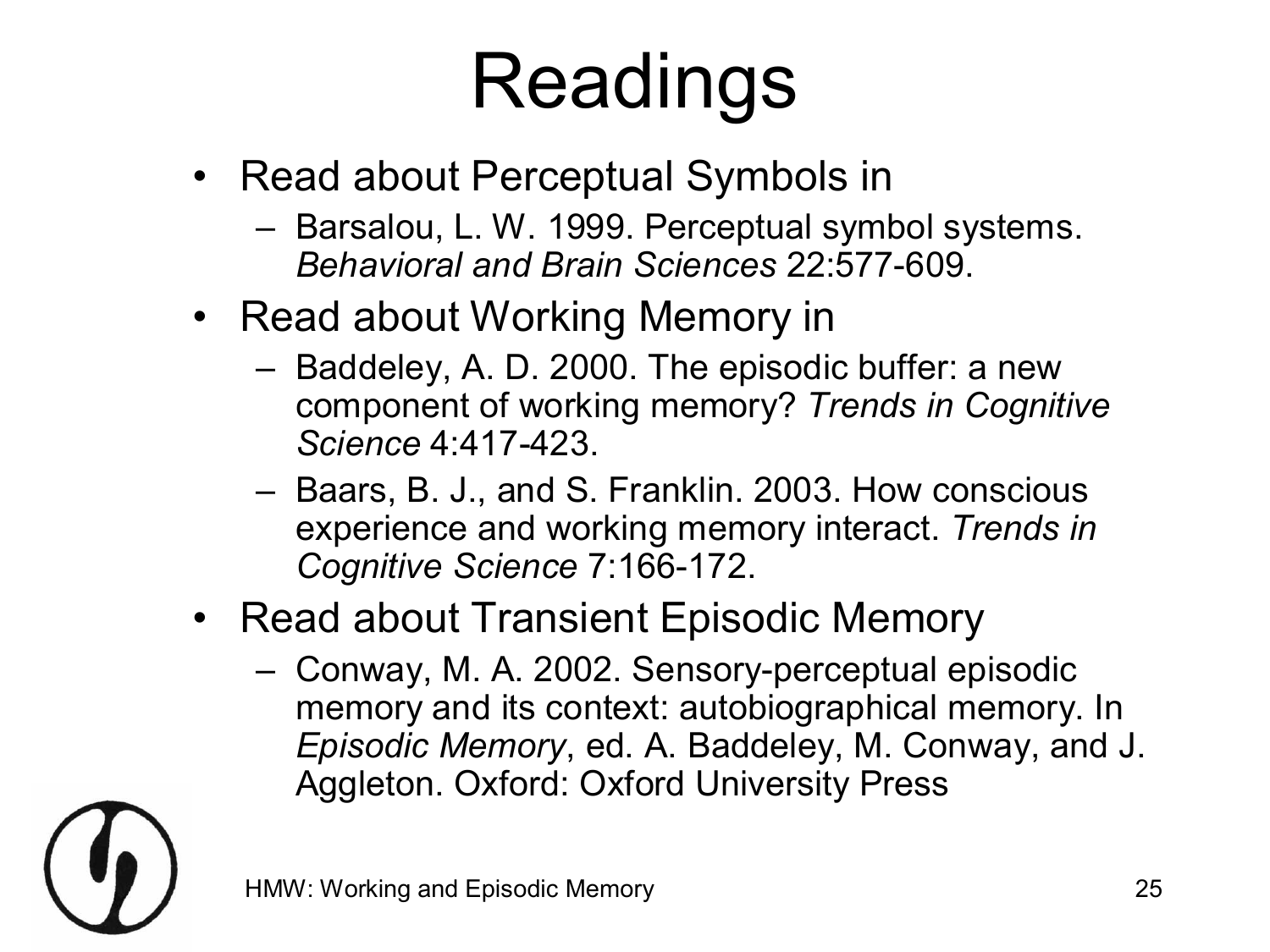# Readings

- Read about Perceptual Symbols in
  - Barsalou, L. W. 1999. Perceptual symbol systems. *Behavioral and Brain Sciences* 22:577-609.
- Read about Working Memory in
  - Baddeley, A. D. 2000. The episodic buffer: a new component of working memory? *Trends in Cognitive Science* 4:417-423.
  - Baars, B. J., and S. Franklin. 2003. How conscious experience and working memory interact. *Trends in Cognitive Science* 7:166-172.
- Read about Transient Episodic Memory
  - Conway, M. A. 2002. Sensory-perceptual episodic memory and its context: autobiographical memory. In *Episodic Memory*, ed. A. Baddeley, M. Conway, and J. Aggleton. Oxford: Oxford University Press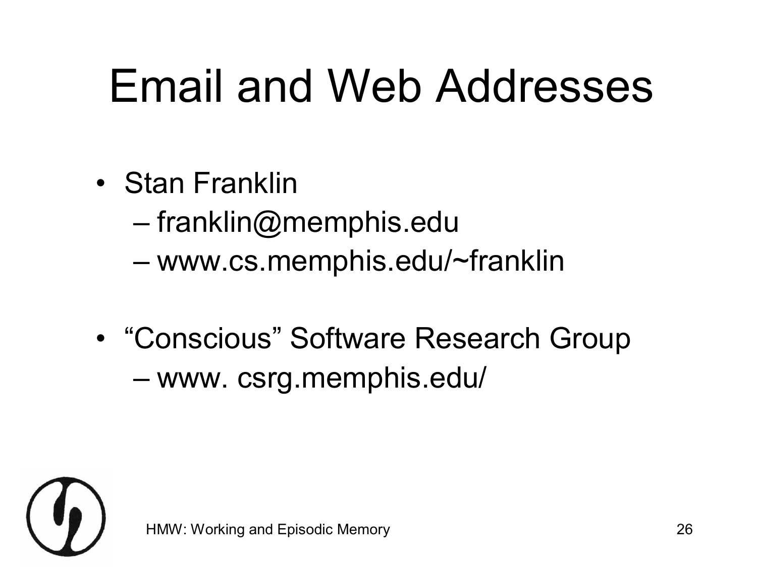# Email and Web Addresses

- Stan Franklin
  - franklin@memphis.edu
  - www.cs.memphis.edu/~franklin
- "Conscious" Software Research Group
  - www. csrg.memphis.edu/